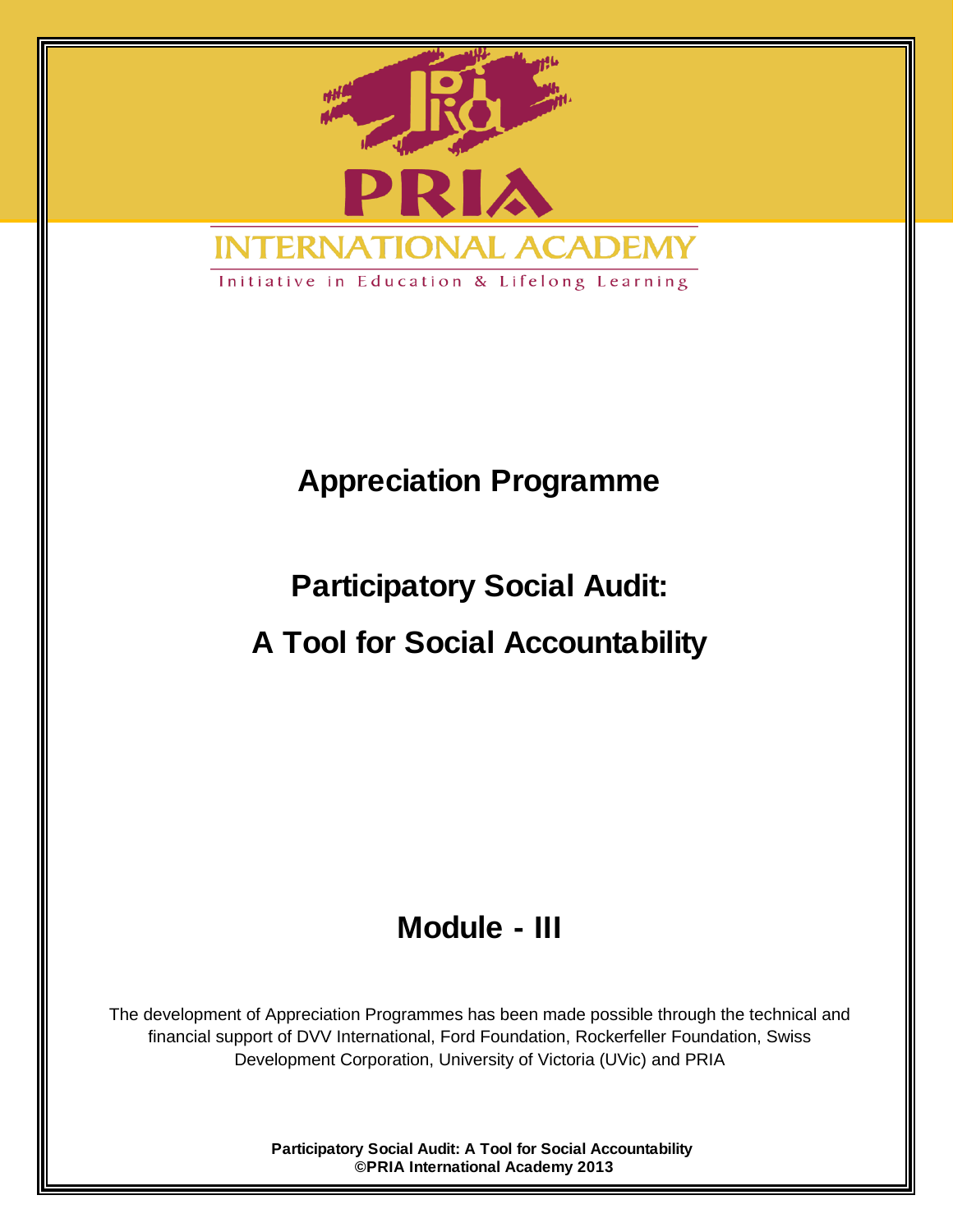PRIA

INTERNATIONAL ACADEMY

Initiative in Education & Lifelong Learning

# Appreciation Programme

# Participatory Social Audit:

# A Tool for Social Accountability

## Module - III

The development of Appreciation Programmes has been made possible through the technical and financial support of DVV International, Ford Foundation, Rockerfeller Foundation, Swiss Development Corporation, University of Victoria (UVic) and PRIA

**Participatory Social Audit: A Tool for Social Accountability**
**©PRIA International Academy 2013**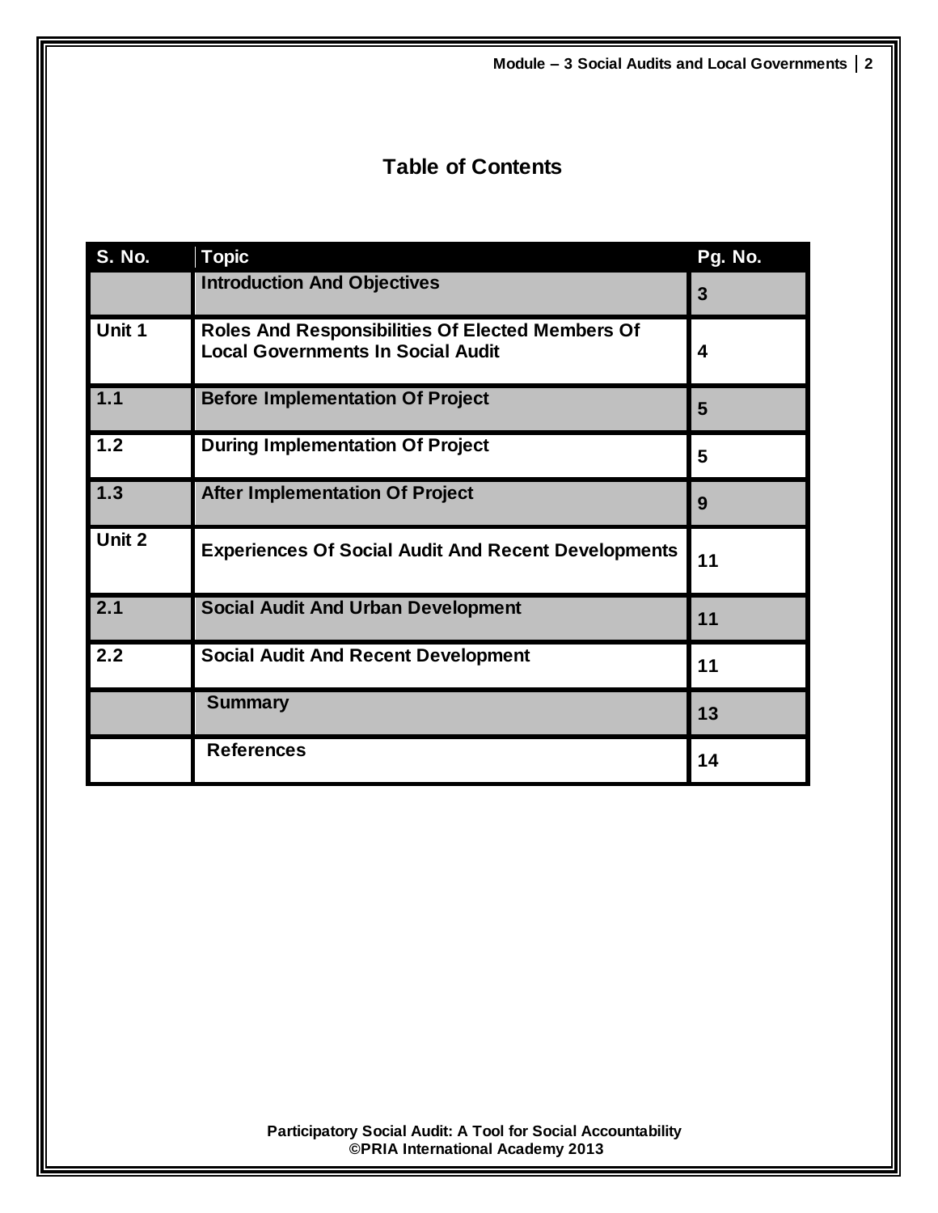## Table of Contents

| S. No. | Topic | Pg. No. |
|---|---|---|
| | Introduction And Objectives | 3 |
| Unit 1 | Roles And Responsibilities Of Elected Members Of Local Governments In Social Audit | 4 |
| 1.1 | Before Implementation Of Project | 5 |
| 1.2 | During Implementation Of Project | 5 |
| 1.3 | After Implementation Of Project | 9 |
| Unit 2 | Experiences Of Social Audit And Recent Developments | 11 |
| 2.1 | Social Audit And Urban Development | 11 |
| 2.2 | Social Audit And Recent Development | 11 |
| | Summary | 13 |
| | References | 14 |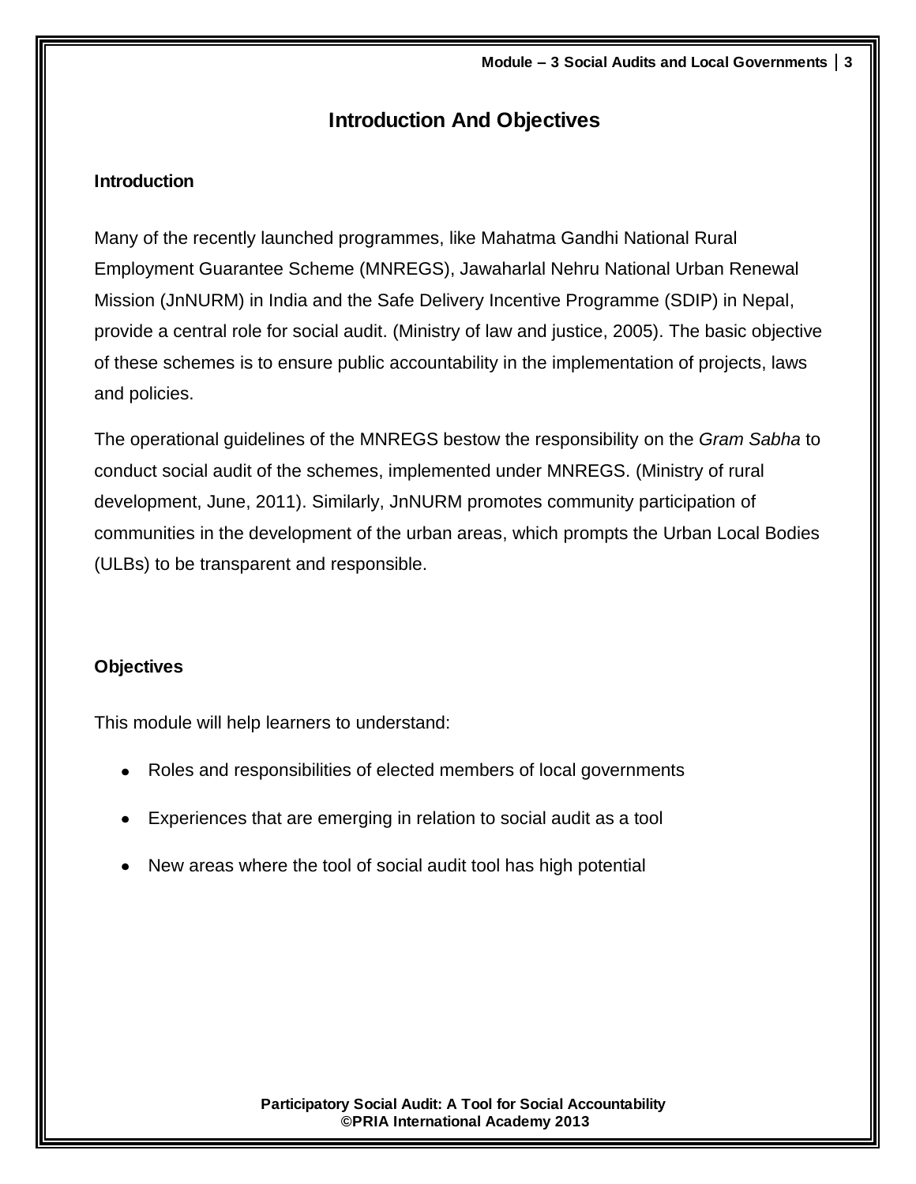# Introduction And Objectives

### Introduction

Many of the recently launched programmes, like Mahatma Gandhi National Rural Employment Guarantee Scheme (MNREGS), Jawaharlal Nehru National Urban Renewal Mission (JnNURM) in India and the Safe Delivery Incentive Programme (SDIP) in Nepal, provide a central role for social audit. (Ministry of law and justice, 2005). The basic objective of these schemes is to ensure public accountability in the implementation of projects, laws and policies.

The operational guidelines of the MNREGS bestow the responsibility on the *Gram Sabha* to conduct social audit of the schemes, implemented under MNREGS. (Ministry of rural development, June, 2011). Similarly, JnNURM promotes community participation of communities in the development of the urban areas, which prompts the Urban Local Bodies (ULBs) to be transparent and responsible.

### Objectives

This module will help learners to understand:

- Roles and responsibilities of elected members of local governments
- Experiences that are emerging in relation to social audit as a tool
- New areas where the tool of social audit tool has high potential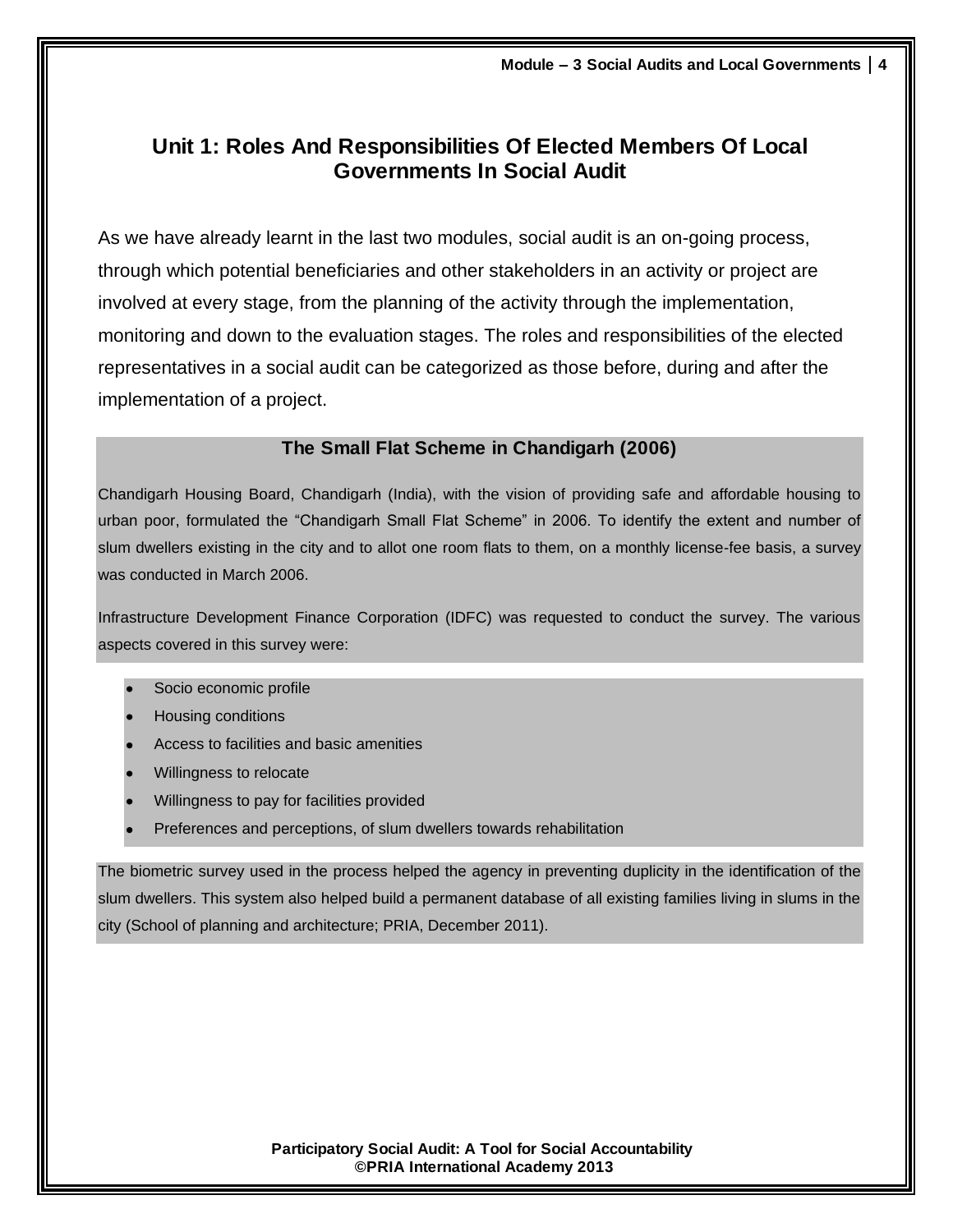## Unit 1: Roles And Responsibilities Of Elected Members Of Local Governments In Social Audit

As we have already learnt in the last two modules, social audit is an on-going process, through which potential beneficiaries and other stakeholders in an activity or project are involved at every stage, from the planning of the activity through the implementation, monitoring and down to the evaluation stages. The roles and responsibilities of the elected representatives in a social audit can be categorized as those before, during and after the implementation of a project.

**The Small Flat Scheme in Chandigarh (2006)**

Chandigarh Housing Board, Chandigarh (India), with the vision of providing safe and affordable housing to urban poor, formulated the "Chandigarh Small Flat Scheme" in 2006. To identify the extent and number of slum dwellers existing in the city and to allot one room flats to them, on a monthly license-fee basis, a survey was conducted in March 2006.

Infrastructure Development Finance Corporation (IDFC) was requested to conduct the survey. The various aspects covered in this survey were:

- Socio economic profile
- Housing conditions
- Access to facilities and basic amenities
- Willingness to relocate
- Willingness to pay for facilities provided
- Preferences and perceptions, of slum dwellers towards rehabilitation

The biometric survey used in the process helped the agency in preventing duplicity in the identification of the slum dwellers. This system also helped build a permanent database of all existing families living in slums in the city (School of planning and architecture; PRIA, December 2011).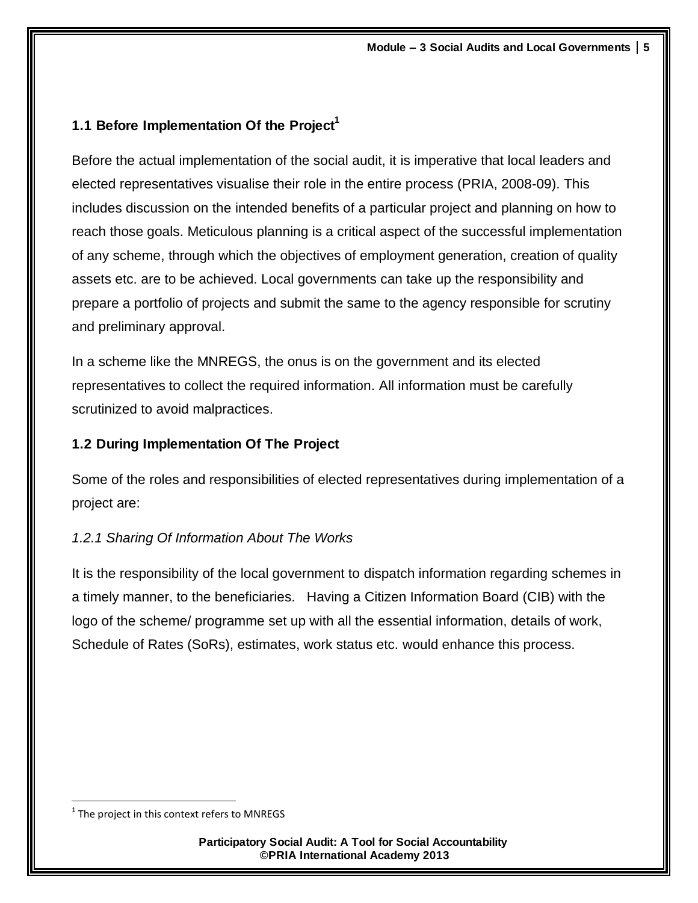## 1.1 Before Implementation Of the Project[1]

Before the actual implementation of the social audit, it is imperative that local leaders and elected representatives visualise their role in the entire process (PRIA, 2008-09). This includes discussion on the intended benefits of a particular project and planning on how to reach those goals. Meticulous planning is a critical aspect of the successful implementation of any scheme, through which the objectives of employment generation, creation of quality assets etc. are to be achieved. Local governments can take up the responsibility and prepare a portfolio of projects and submit the same to the agency responsible for scrutiny and preliminary approval.

In a scheme like the MNREGS, the onus is on the government and its elected representatives to collect the required information. All information must be carefully scrutinized to avoid malpractices.

## 1.2 During Implementation Of The Project

Some of the roles and responsibilities of elected representatives during implementation of a project are:

### *1.2.1 Sharing Of Information About The Works*

It is the responsibility of the local government to dispatch information regarding schemes in a timely manner, to the beneficiaries. Having a Citizen Information Board (CIB) with the logo of the scheme/ programme set up with all the essential information, details of work, Schedule of Rates (SoRs), estimates, work status etc. would enhance this process.

---

[1] The project in this context refers to MNREGS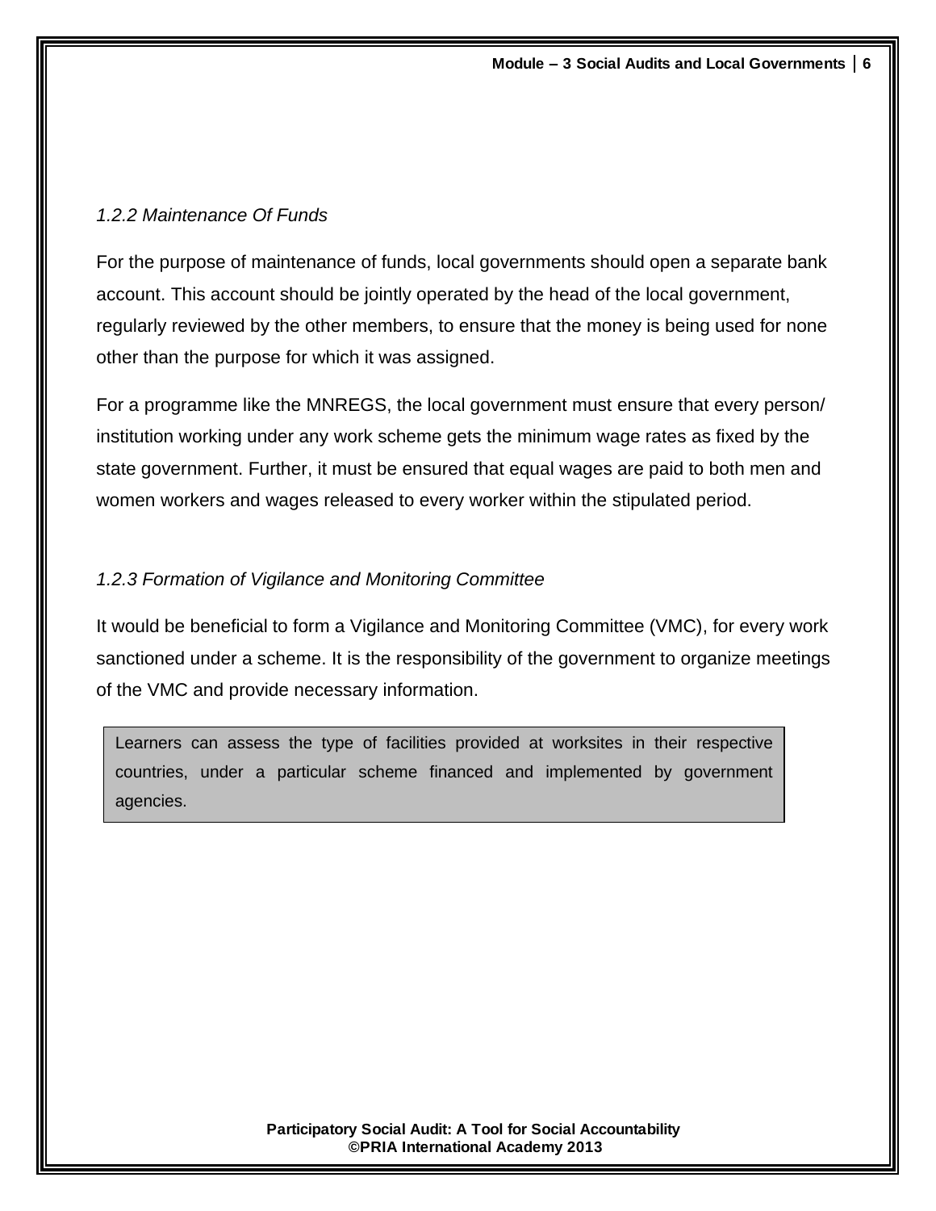*1.2.2 Maintenance Of Funds*

For the purpose of maintenance of funds, local governments should open a separate bank account. This account should be jointly operated by the head of the local government, regularly reviewed by the other members, to ensure that the money is being used for none other than the purpose for which it was assigned.

For a programme like the MNREGS, the local government must ensure that every person/ institution working under any work scheme gets the minimum wage rates as fixed by the state government. Further, it must be ensured that equal wages are paid to both men and women workers and wages released to every worker within the stipulated period.

*1.2.3 Formation of Vigilance and Monitoring Committee*

It would be beneficial to form a Vigilance and Monitoring Committee (VMC), for every work sanctioned under a scheme. It is the responsibility of the government to organize meetings of the VMC and provide necessary information.

> Learners can assess the type of facilities provided at worksites in their respective countries, under a particular scheme financed and implemented by government agencies.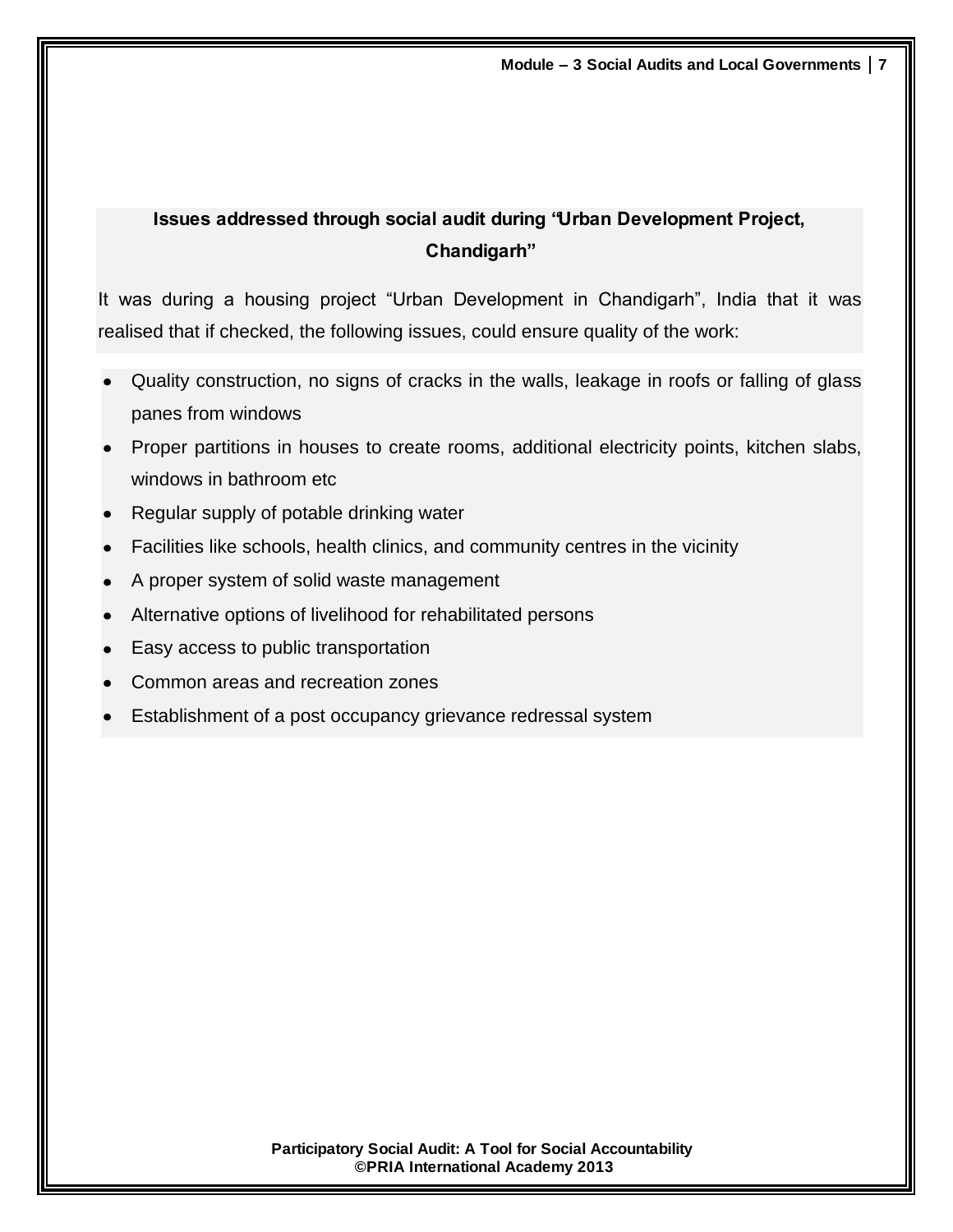**Issues addressed through social audit during "Urban Development Project, Chandigarh"**

It was during a housing project "Urban Development in Chandigarh", India that it was realised that if checked, the following issues, could ensure quality of the work:

- Quality construction, no signs of cracks in the walls, leakage in roofs or falling of glass panes from windows
- Proper partitions in houses to create rooms, additional electricity points, kitchen slabs, windows in bathroom etc
- Regular supply of potable drinking water
- Facilities like schools, health clinics, and community centres in the vicinity
- A proper system of solid waste management
- Alternative options of livelihood for rehabilitated persons
- Easy access to public transportation
- Common areas and recreation zones
- Establishment of a post occupancy grievance redressal system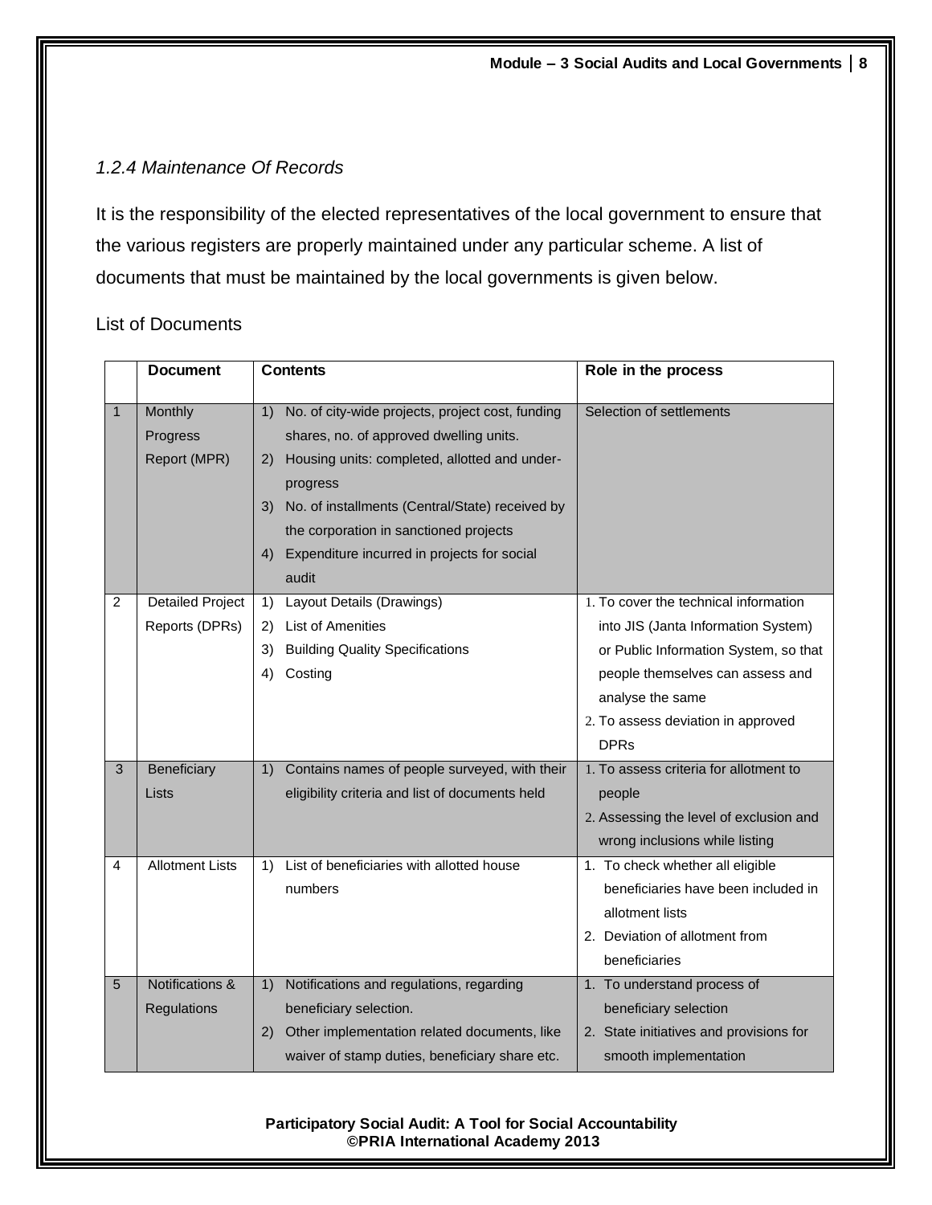### *1.2.4 Maintenance Of Records*

It is the responsibility of the elected representatives of the local government to ensure that the various registers are properly maintained under any particular scheme. A list of documents that must be maintained by the local governments is given below.

List of Documents

| | **Document** | **Contents** | **Role in the process** |
|---|---|---|---|
| 1 | Monthly Progress Report (MPR) | 1) No. of city-wide projects, project cost, funding shares, no. of approved dwelling units.<br>2) Housing units: completed, allotted and under-progress<br>3) No. of installments (Central/State) received by the corporation in sanctioned projects<br>4) Expenditure incurred in projects for social audit | Selection of settlements |
| 2 | Detailed Project Reports (DPRs) | 1) Layout Details (Drawings)<br>2) List of Amenities<br>3) Building Quality Specifications<br>4) Costing | 1. To cover the technical information into JIS (Janta Information System) or Public Information System, so that people themselves can assess and analyse the same<br>2. To assess deviation in approved DPRs |
| 3 | Beneficiary Lists | 1) Contains names of people surveyed, with their eligibility criteria and list of documents held | 1. To assess criteria for allotment to people<br>2. Assessing the level of exclusion and wrong inclusions while listing |
| 4 | Allotment Lists | 1) List of beneficiaries with allotted house numbers | 1. To check whether all eligible beneficiaries have been included in allotment lists<br>2. Deviation of allotment from beneficiaries |
| 5 | Notifications & Regulations | 1) Notifications and regulations, regarding beneficiary selection.<br>2) Other implementation related documents, like waiver of stamp duties, beneficiary share etc. | 1. To understand process of beneficiary selection<br>2. State initiatives and provisions for smooth implementation |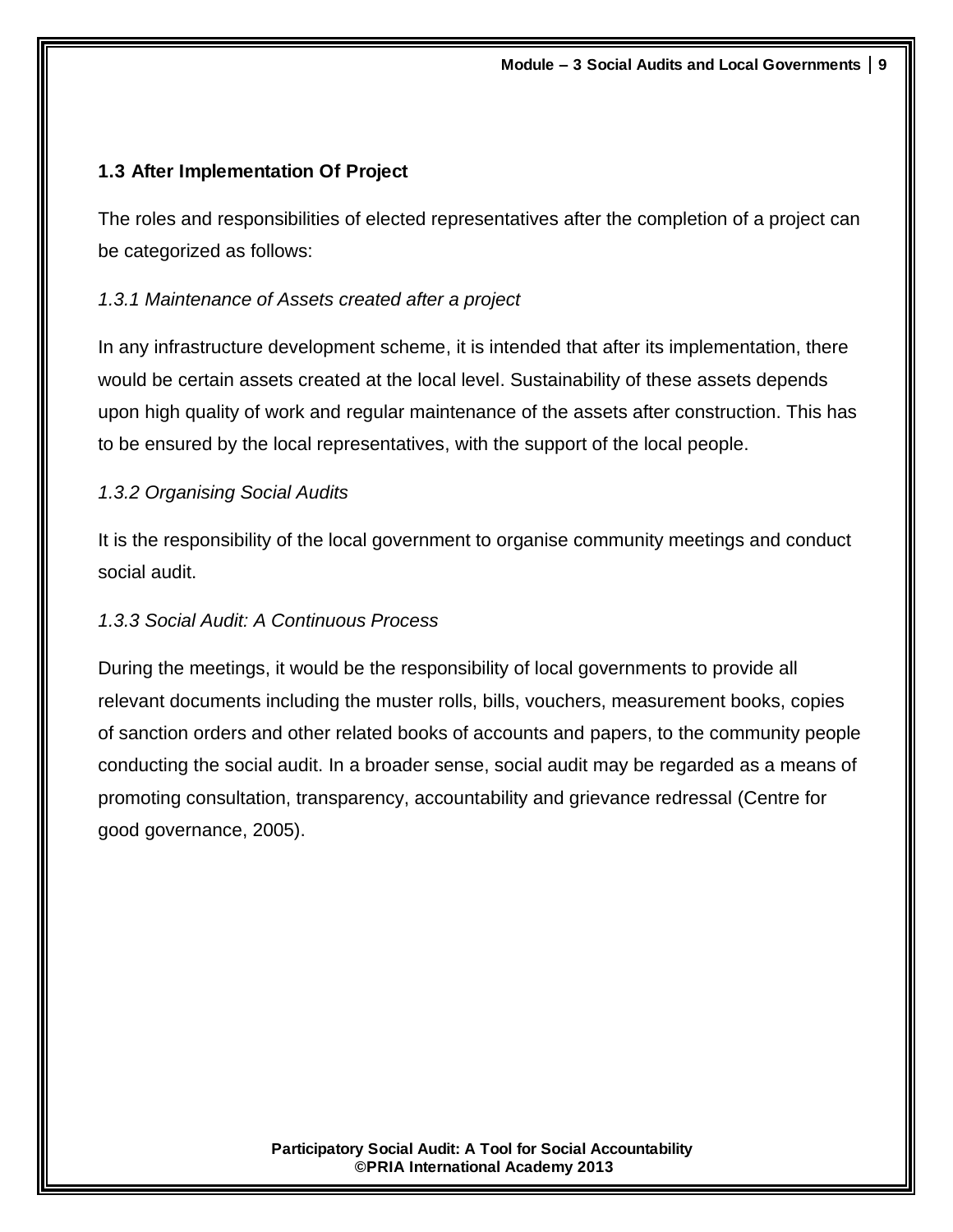## 1.3 After Implementation Of Project

The roles and responsibilities of elected representatives after the completion of a project can be categorized as follows:

### *1.3.1 Maintenance of Assets created after a project*

In any infrastructure development scheme, it is intended that after its implementation, there would be certain assets created at the local level. Sustainability of these assets depends upon high quality of work and regular maintenance of the assets after construction. This has to be ensured by the local representatives, with the support of the local people.

### *1.3.2 Organising Social Audits*

It is the responsibility of the local government to organise community meetings and conduct social audit.

### *1.3.3 Social Audit: A Continuous Process*

During the meetings, it would be the responsibility of local governments to provide all relevant documents including the muster rolls, bills, vouchers, measurement books, copies of sanction orders and other related books of accounts and papers, to the community people conducting the social audit. In a broader sense, social audit may be regarded as a means of promoting consultation, transparency, accountability and grievance redressal (Centre for good governance, 2005).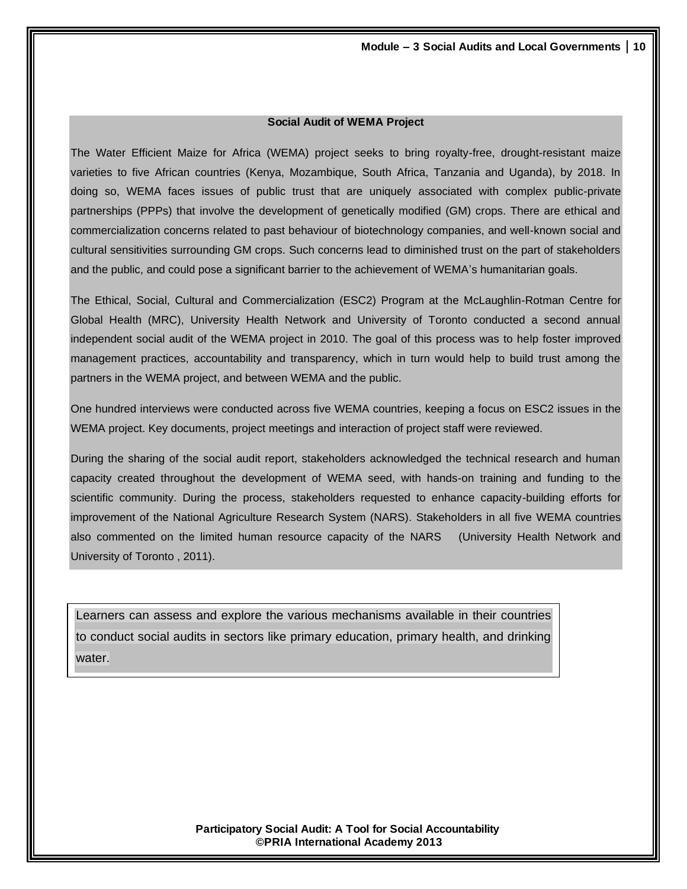**Social Audit of WEMA Project**

The Water Efficient Maize for Africa (WEMA) project seeks to bring royalty-free, drought-resistant maize varieties to five African countries (Kenya, Mozambique, South Africa, Tanzania and Uganda), by 2018. In doing so, WEMA faces issues of public trust that are uniquely associated with complex public-private partnerships (PPPs) that involve the development of genetically modified (GM) crops. There are ethical and commercialization concerns related to past behaviour of biotechnology companies, and well-known social and cultural sensitivities surrounding GM crops. Such concerns lead to diminished trust on the part of stakeholders and the public, and could pose a significant barrier to the achievement of WEMA's humanitarian goals.

The Ethical, Social, Cultural and Commercialization (ESC2) Program at the McLaughlin-Rotman Centre for Global Health (MRC), University Health Network and University of Toronto conducted a second annual independent social audit of the WEMA project in 2010. The goal of this process was to help foster improved management practices, accountability and transparency, which in turn would help to build trust among the partners in the WEMA project, and between WEMA and the public.

One hundred interviews were conducted across five WEMA countries, keeping a focus on ESC2 issues in the WEMA project. Key documents, project meetings and interaction of project staff were reviewed.

During the sharing of the social audit report, stakeholders acknowledged the technical research and human capacity created throughout the development of WEMA seed, with hands-on training and funding to the scientific community. During the process, stakeholders requested to enhance capacity-building efforts for improvement of the National Agriculture Research System (NARS). Stakeholders in all five WEMA countries also commented on the limited human resource capacity of the NARS (University Health Network and University of Toronto , 2011).

Learners can assess and explore the various mechanisms available in their countries to conduct social audits in sectors like primary education, primary health, and drinking water.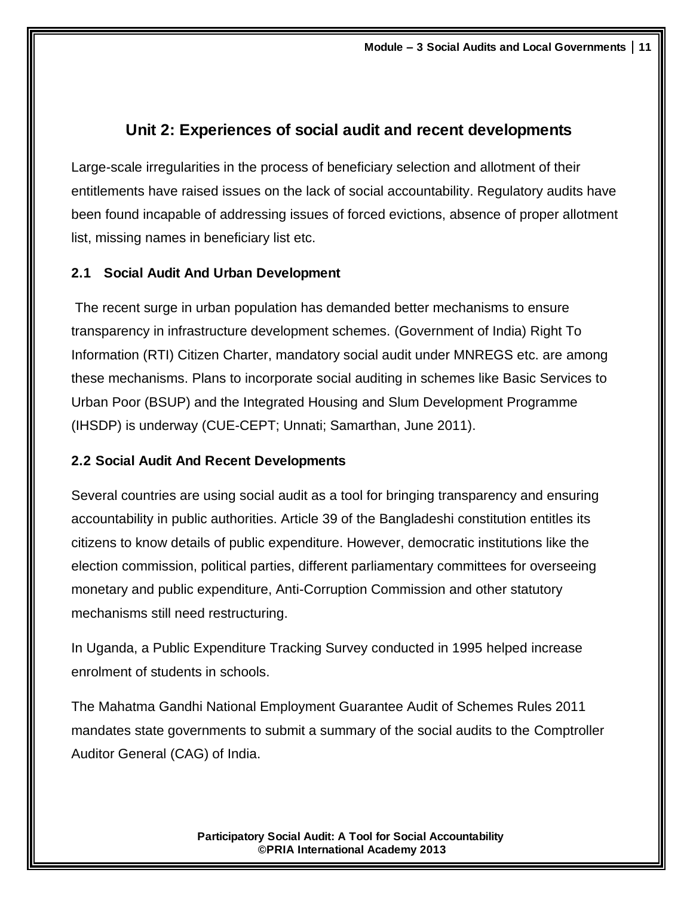## Unit 2: Experiences of social audit and recent developments

Large-scale irregularities in the process of beneficiary selection and allotment of their entitlements have raised issues on the lack of social accountability. Regulatory audits have been found incapable of addressing issues of forced evictions, absence of proper allotment list, missing names in beneficiary list etc.

### 2.1 Social Audit And Urban Development

The recent surge in urban population has demanded better mechanisms to ensure transparency in infrastructure development schemes. (Government of India) Right To Information (RTI) Citizen Charter, mandatory social audit under MNREGS etc. are among these mechanisms. Plans to incorporate social auditing in schemes like Basic Services to Urban Poor (BSUP) and the Integrated Housing and Slum Development Programme (IHSDP) is underway (CUE-CEPT; Unnati; Samarthan, June 2011).

### 2.2 Social Audit And Recent Developments

Several countries are using social audit as a tool for bringing transparency and ensuring accountability in public authorities. Article 39 of the Bangladeshi constitution entitles its citizens to know details of public expenditure. However, democratic institutions like the election commission, political parties, different parliamentary committees for overseeing monetary and public expenditure, Anti-Corruption Commission and other statutory mechanisms still need restructuring.

In Uganda, a Public Expenditure Tracking Survey conducted in 1995 helped increase enrolment of students in schools.

The Mahatma Gandhi National Employment Guarantee Audit of Schemes Rules 2011 mandates state governments to submit a summary of the social audits to the Comptroller Auditor General (CAG) of India.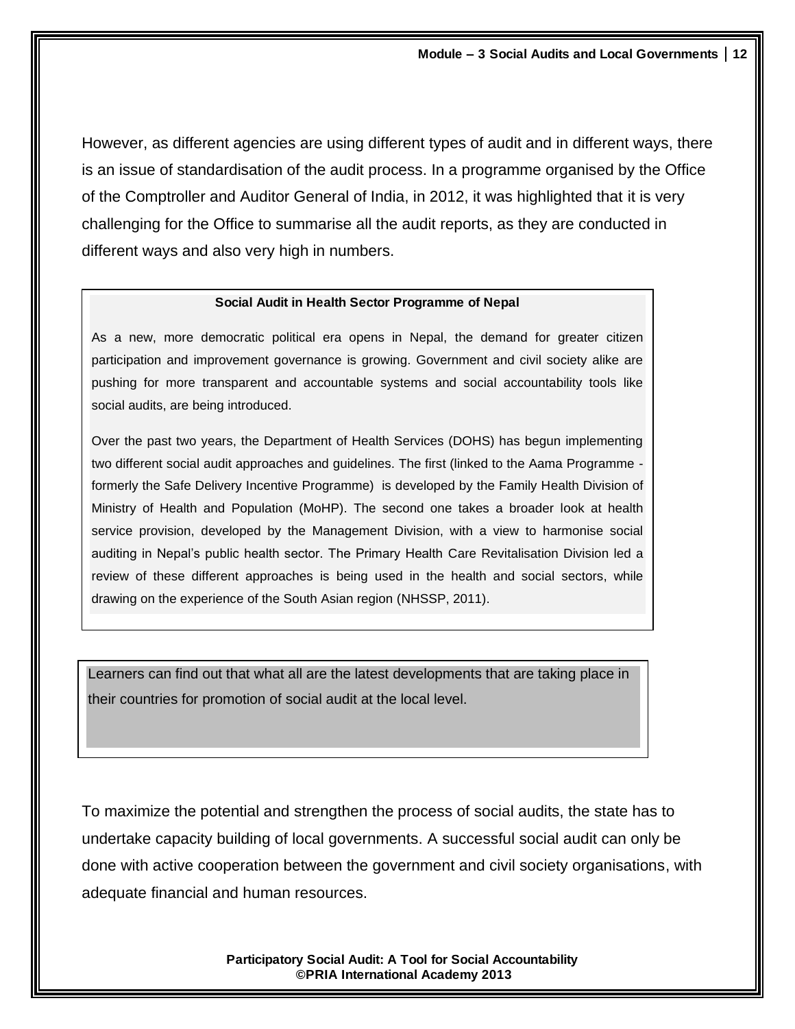However, as different agencies are using different types of audit and in different ways, there is an issue of standardisation of the audit process. In a programme organised by the Office of the Comptroller and Auditor General of India, in 2012, it was highlighted that it is very challenging for the Office to summarise all the audit reports, as they are conducted in different ways and also very high in numbers.

> **Social Audit in Health Sector Programme of Nepal**
>
> As a new, more democratic political era opens in Nepal, the demand for greater citizen participation and improvement governance is growing. Government and civil society alike are pushing for more transparent and accountable systems and social accountability tools like social audits, are being introduced.
>
> Over the past two years, the Department of Health Services (DOHS) has begun implementing two different social audit approaches and guidelines. The first (linked to the Aama Programme - formerly the Safe Delivery Incentive Programme) is developed by the Family Health Division of Ministry of Health and Population (MoHP). The second one takes a broader look at health service provision, developed by the Management Division, with a view to harmonise social auditing in Nepal's public health sector. The Primary Health Care Revitalisation Division led a review of these different approaches is being used in the health and social sectors, while drawing on the experience of the South Asian region (NHSSP, 2011).

> Learners can find out that what all are the latest developments that are taking place in their countries for promotion of social audit at the local level.

To maximize the potential and strengthen the process of social audits, the state has to undertake capacity building of local governments. A successful social audit can only be done with active cooperation between the government and civil society organisations, with adequate financial and human resources.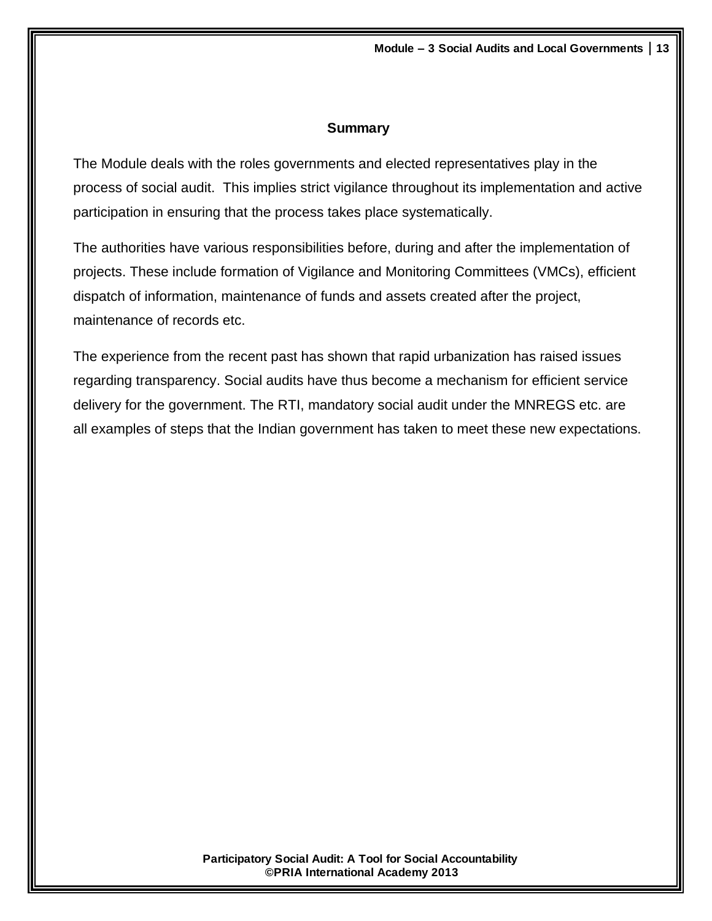## Summary

The Module deals with the roles governments and elected representatives play in the process of social audit. This implies strict vigilance throughout its implementation and active participation in ensuring that the process takes place systematically.

The authorities have various responsibilities before, during and after the implementation of projects. These include formation of Vigilance and Monitoring Committees (VMCs), efficient dispatch of information, maintenance of funds and assets created after the project, maintenance of records etc.

The experience from the recent past has shown that rapid urbanization has raised issues regarding transparency. Social audits have thus become a mechanism for efficient service delivery for the government. The RTI, mandatory social audit under the MNREGS etc. are all examples of steps that the Indian government has taken to meet these new expectations.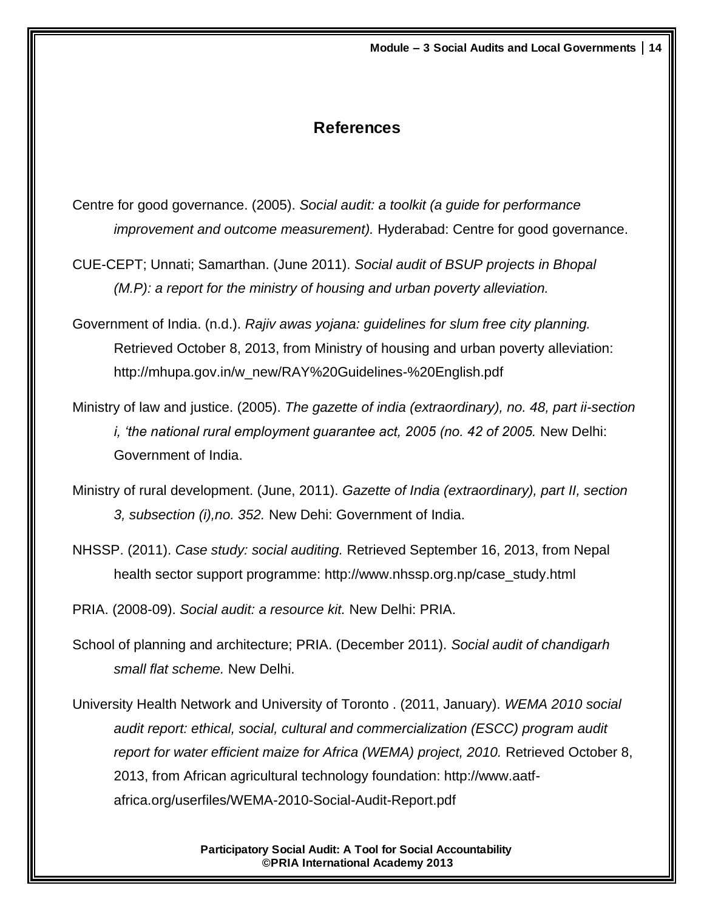# References

Centre for good governance. (2005). *Social audit: a toolkit (a guide for performance improvement and outcome measurement).* Hyderabad: Centre for good governance.

CUE-CEPT; Unnati; Samarthan. (June 2011). *Social audit of BSUP projects in Bhopal (M.P): a report for the ministry of housing and urban poverty alleviation.*

Government of India. (n.d.). *Rajiv awas yojana: guidelines for slum free city planning.* Retrieved October 8, 2013, from Ministry of housing and urban poverty alleviation: http://mhupa.gov.in/w_new/RAY%20Guidelines-%20English.pdf

Ministry of law and justice. (2005). *The gazette of india (extraordinary), no. 48, part ii-section i, 'the national rural employment guarantee act, 2005 (no. 42 of 2005.* New Delhi: Government of India.

Ministry of rural development. (June, 2011). *Gazette of India (extraordinary), part II, section 3, subsection (i),no. 352.* New Dehi: Government of India.

NHSSP. (2011). *Case study: social auditing.* Retrieved September 16, 2013, from Nepal health sector support programme: http://www.nhssp.org.np/case_study.html

PRIA. (2008-09). *Social audit: a resource kit.* New Delhi: PRIA.

School of planning and architecture; PRIA. (December 2011). *Social audit of chandigarh small flat scheme.* New Delhi.

University Health Network and University of Toronto . (2011, January). *WEMA 2010 social audit report: ethical, social, cultural and commercialization (ESCC) program audit report for water efficient maize for Africa (WEMA) project, 2010.* Retrieved October 8, 2013, from African agricultural technology foundation: http://www.aatf-africa.org/userfiles/WEMA-2010-Social-Audit-Report.pdf